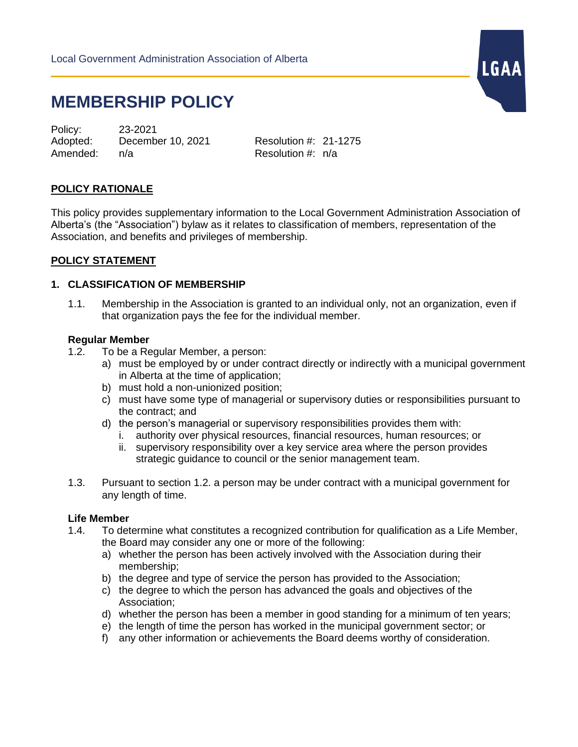Local Government Administration Association of Alberta

# MEMBERSHIP POLICY

Policy: 23-2021
Adopted: December 10, 2021 Resolution #: 21-1275
Amended: n/a Resolution #: n/a

## POLICY RATIONALE

This policy provides supplementary information to the Local Government Administration Association of Alberta's (the "Association") bylaw as it relates to classification of members, representation of the Association, and benefits and privileges of membership.

## POLICY STATEMENT

### 1. CLASSIFICATION OF MEMBERSHIP

1.1. Membership in the Association is granted to an individual only, not an organization, even if that organization pays the fee for the individual member.

**Regular Member**

1.2. To be a Regular Member, a person:

a) must be employed by or under contract directly or indirectly with a municipal government in Alberta at the time of application;
b) must hold a non-unionized position;
c) must have some type of managerial or supervisory duties or responsibilities pursuant to the contract; and
d) the person's managerial or supervisory responsibilities provides them with:
  i. authority over physical resources, financial resources, human resources; or
  ii. supervisory responsibility over a key service area where the person provides strategic guidance to council or the senior management team.

1.3. Pursuant to section 1.2. a person may be under contract with a municipal government for any length of time.

**Life Member**

1.4. To determine what constitutes a recognized contribution for qualification as a Life Member, the Board may consider any one or more of the following:

a) whether the person has been actively involved with the Association during their membership;
b) the degree and type of service the person has provided to the Association;
c) the degree to which the person has advanced the goals and objectives of the Association;
d) whether the person has been a member in good standing for a minimum of ten years;
e) the length of time the person has worked in the municipal government sector; or
f) any other information or achievements the Board deems worthy of consideration.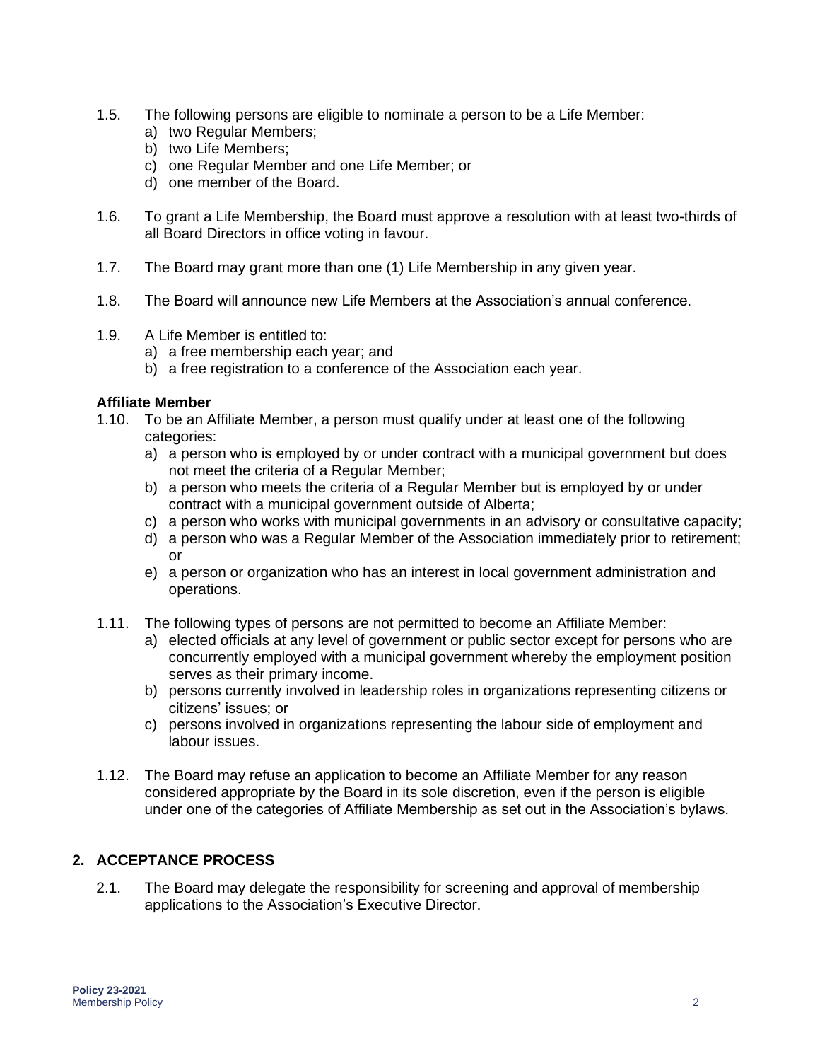1.5. The following persons are eligible to nominate a person to be a Life Member:
   a) two Regular Members;
   b) two Life Members;
   c) one Regular Member and one Life Member; or
   d) one member of the Board.

1.6. To grant a Life Membership, the Board must approve a resolution with at least two-thirds of all Board Directors in office voting in favour.

1.7. The Board may grant more than one (1) Life Membership in any given year.

1.8. The Board will announce new Life Members at the Association's annual conference.

1.9. A Life Member is entitled to:
   a) a free membership each year; and
   b) a free registration to a conference of the Association each year.

**Affiliate Member**

1.10. To be an Affiliate Member, a person must qualify under at least one of the following categories:
   a) a person who is employed by or under contract with a municipal government but does not meet the criteria of a Regular Member;
   b) a person who meets the criteria of a Regular Member but is employed by or under contract with a municipal government outside of Alberta;
   c) a person who works with municipal governments in an advisory or consultative capacity;
   d) a person who was a Regular Member of the Association immediately prior to retirement; or
   e) a person or organization who has an interest in local government administration and operations.

1.11. The following types of persons are not permitted to become an Affiliate Member:
   a) elected officials at any level of government or public sector except for persons who are concurrently employed with a municipal government whereby the employment position serves as their primary income.
   b) persons currently involved in leadership roles in organizations representing citizens or citizens' issues; or
   c) persons involved in organizations representing the labour side of employment and labour issues.

1.12. The Board may refuse an application to become an Affiliate Member for any reason considered appropriate by the Board in its sole discretion, even if the person is eligible under one of the categories of Affiliate Membership as set out in the Association's bylaws.

## 2. ACCEPTANCE PROCESS

2.1. The Board may delegate the responsibility for screening and approval of membership applications to the Association's Executive Director.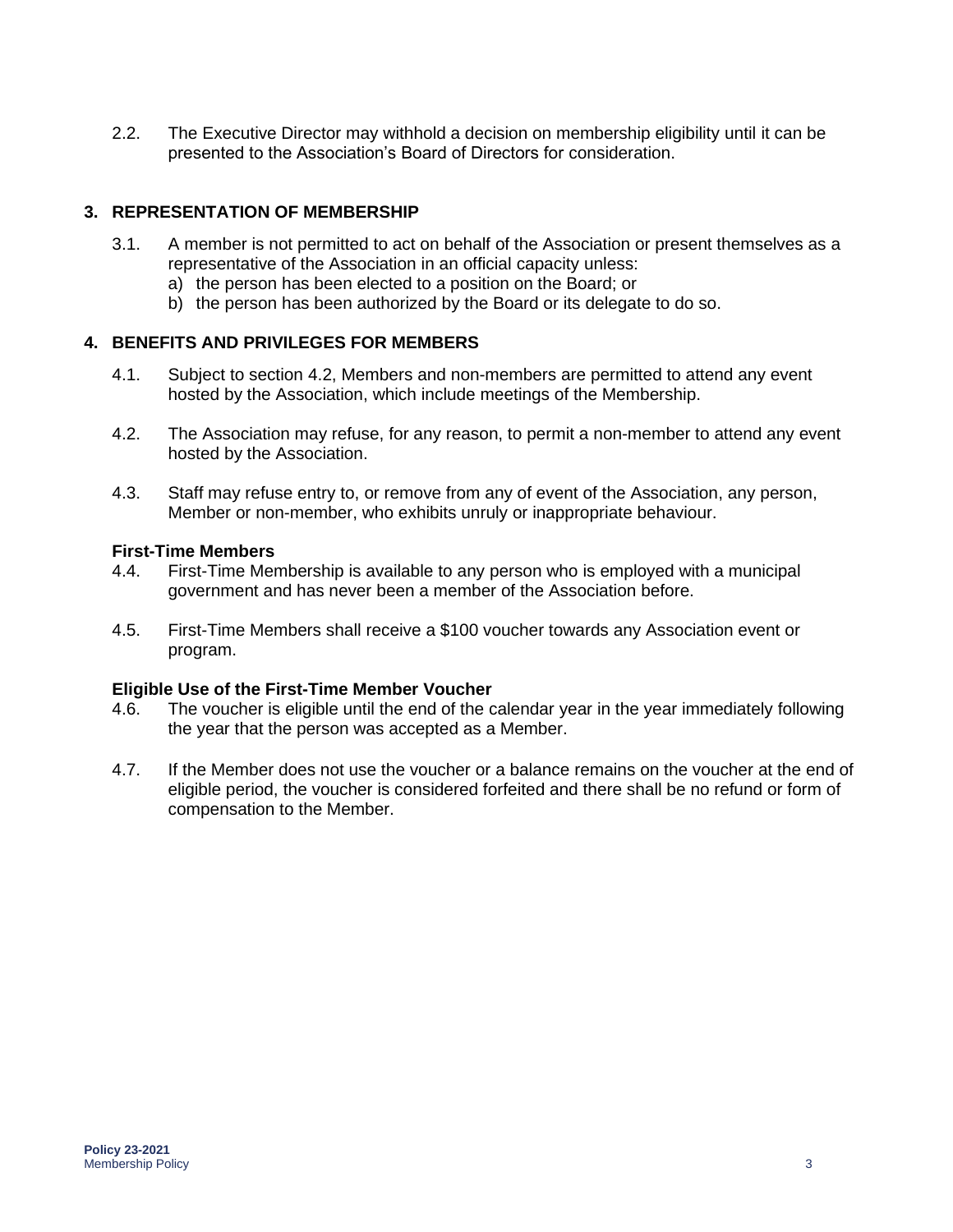2.2. The Executive Director may withhold a decision on membership eligibility until it can be presented to the Association's Board of Directors for consideration.

## 3. REPRESENTATION OF MEMBERSHIP

3.1. A member is not permitted to act on behalf of the Association or present themselves as a representative of the Association in an official capacity unless:
a) the person has been elected to a position on the Board; or
b) the person has been authorized by the Board or its delegate to do so.

## 4. BENEFITS AND PRIVILEGES FOR MEMBERS

4.1. Subject to section 4.2, Members and non-members are permitted to attend any event hosted by the Association, which include meetings of the Membership.

4.2. The Association may refuse, for any reason, to permit a non-member to attend any event hosted by the Association.

4.3. Staff may refuse entry to, or remove from any of event of the Association, any person, Member or non-member, who exhibits unruly or inappropriate behaviour.

### First-Time Members

4.4. First-Time Membership is available to any person who is employed with a municipal government and has never been a member of the Association before.

4.5. First-Time Members shall receive a $100 voucher towards any Association event or program.

### Eligible Use of the First-Time Member Voucher

4.6. The voucher is eligible until the end of the calendar year in the year immediately following the year that the person was accepted as a Member.

4.7. If the Member does not use the voucher or a balance remains on the voucher at the end of eligible period, the voucher is considered forfeited and there shall be no refund or form of compensation to the Member.